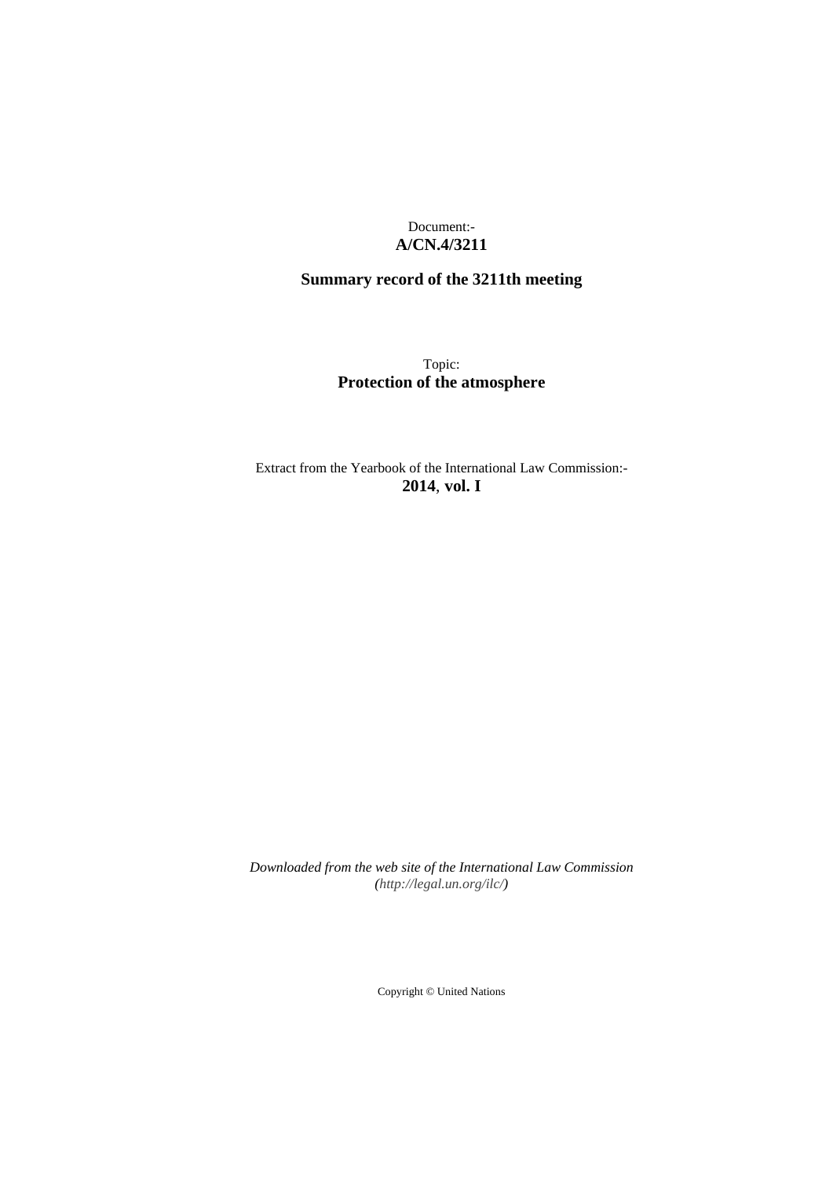Document:-
**A/CN.4/3211**

**Summary record of the 3211th meeting**

Topic:
**Protection of the atmosphere**

Extract from the Yearbook of the International Law Commission:-
**2014**, **vol. I**

*Downloaded from the web site of the International Law Commission (http://legal.un.org/ilc/)*

Copyright © United Nations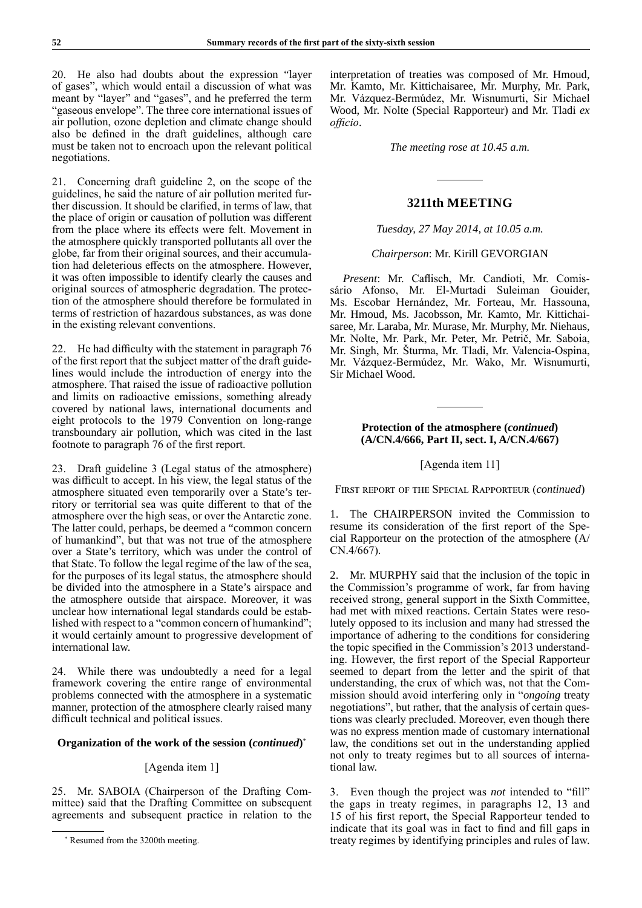20. He also had doubts about the expression "layer of gases", which would entail a discussion of what was meant by "layer" and "gases", and he preferred the term "gaseous envelope". The three core international issues of air pollution, ozone depletion and climate change should also be defined in the draft guidelines, although care must be taken not to encroach upon the relevant political negotiations.

21. Concerning draft guideline 2, on the scope of the guidelines, he said the nature of air pollution merited further discussion. It should be clarified, in terms of law, that the place of origin or causation of pollution was different from the place where its effects were felt. Movement in the atmosphere quickly transported pollutants all over the globe, far from their original sources, and their accumulation had deleterious effects on the atmosphere. However, it was often impossible to identify clearly the causes and original sources of atmospheric degradation. The protection of the atmosphere should therefore be formulated in terms of restriction of hazardous substances, as was done in the existing relevant conventions.

22. He had difficulty with the statement in paragraph 76 of the first report that the subject matter of the draft guidelines would include the introduction of energy into the atmosphere. That raised the issue of radioactive pollution and limits on radioactive emissions, something already covered by national laws, international documents and eight protocols to the 1979 Convention on long-range transboundary air pollution, which was cited in the last footnote to paragraph 76 of the first report.

23. Draft guideline 3 (Legal status of the atmosphere) was difficult to accept. In his view, the legal status of the atmosphere situated even temporarily over a State's territory or territorial sea was quite different to that of the atmosphere over the high seas, or over the Antarctic zone. The latter could, perhaps, be deemed a "common concern of humankind", but that was not true of the atmosphere over a State's territory, which was under the control of that State. To follow the legal regime of the law of the sea, for the purposes of its legal status, the atmosphere should be divided into the atmosphere in a State's airspace and the atmosphere outside that airspace. Moreover, it was unclear how international legal standards could be established with respect to a "common concern of humankind"; it would certainly amount to progressive development of international law.

24. While there was undoubtedly a need for a legal framework covering the entire range of environmental problems connected with the atmosphere in a systematic manner, protection of the atmosphere clearly raised many difficult technical and political issues.

### Organization of the work of the session (*continued*)*

[Agenda item 1]

25. Mr. SABOIA (Chairperson of the Drafting Committee) said that the Drafting Committee on subsequent agreements and subsequent practice in relation to the interpretation of treaties was composed of Mr. Hmoud, Mr. Kamto, Mr. Kittichaisaree, Mr. Murphy, Mr. Park, Mr. Vázquez-Bermúdez, Mr. Wisnumurti, Sir Michael Wood, Mr. Nolte (Special Rapporteur) and Mr. Tladi *ex officio*.

*The meeting rose at 10.45 a.m.*

---

## 3211th MEETING

*Tuesday, 27 May 2014, at 10.05 a.m.*

*Chairperson*: Mr. Kirill GEVORGIAN

*Present*: Mr. Caflisch, Mr. Candioti, Mr. Comissário Afonso, Mr. El-Murtadi Suleiman Gouider, Ms. Escobar Hernández, Mr. Forteau, Mr. Hassouna, Mr. Hmoud, Ms. Jacobsson, Mr. Kamto, Mr. Kittichaisaree, Mr. Laraba, Mr. Murase, Mr. Murphy, Mr. Niehaus, Mr. Nolte, Mr. Park, Mr. Peter, Mr. Petrič, Mr. Saboia, Mr. Singh, Mr. Šturma, Mr. Tladi, Mr. Valencia-Ospina, Mr. Vázquez-Bermúdez, Mr. Wako, Mr. Wisnumurti, Sir Michael Wood.

---

### Protection of the atmosphere (*continued*) (A/CN.4/666, Part II, sect. I, A/CN.4/667)

[Agenda item 11]

First report of the Special Rapporteur (*continued*)

1. The CHAIRPERSON invited the Commission to resume its consideration of the first report of the Special Rapporteur on the protection of the atmosphere (A/CN.4/667).

2. Mr. MURPHY said that the inclusion of the topic in the Commission's programme of work, far from having received strong, general support in the Sixth Committee, had met with mixed reactions. Certain States were resolutely opposed to its inclusion and many had stressed the importance of adhering to the conditions for considering the topic specified in the Commission's 2013 understanding. However, the first report of the Special Rapporteur seemed to depart from the letter and the spirit of that understanding, the crux of which was, not that the Commission should avoid interfering only in "*ongoing* treaty negotiations", but rather, that the analysis of certain questions was clearly precluded. Moreover, even though there was no express mention made of customary international law, the conditions set out in the understanding applied not only to treaty regimes but to all sources of international law.

3. Even though the project was *not* intended to "fill" the gaps in treaty regimes, in paragraphs 12, 13 and 15 of his first report, the Special Rapporteur tended to indicate that its goal was in fact to find and fill gaps in treaty regimes by identifying principles and rules of law.

* Resumed from the 3200th meeting.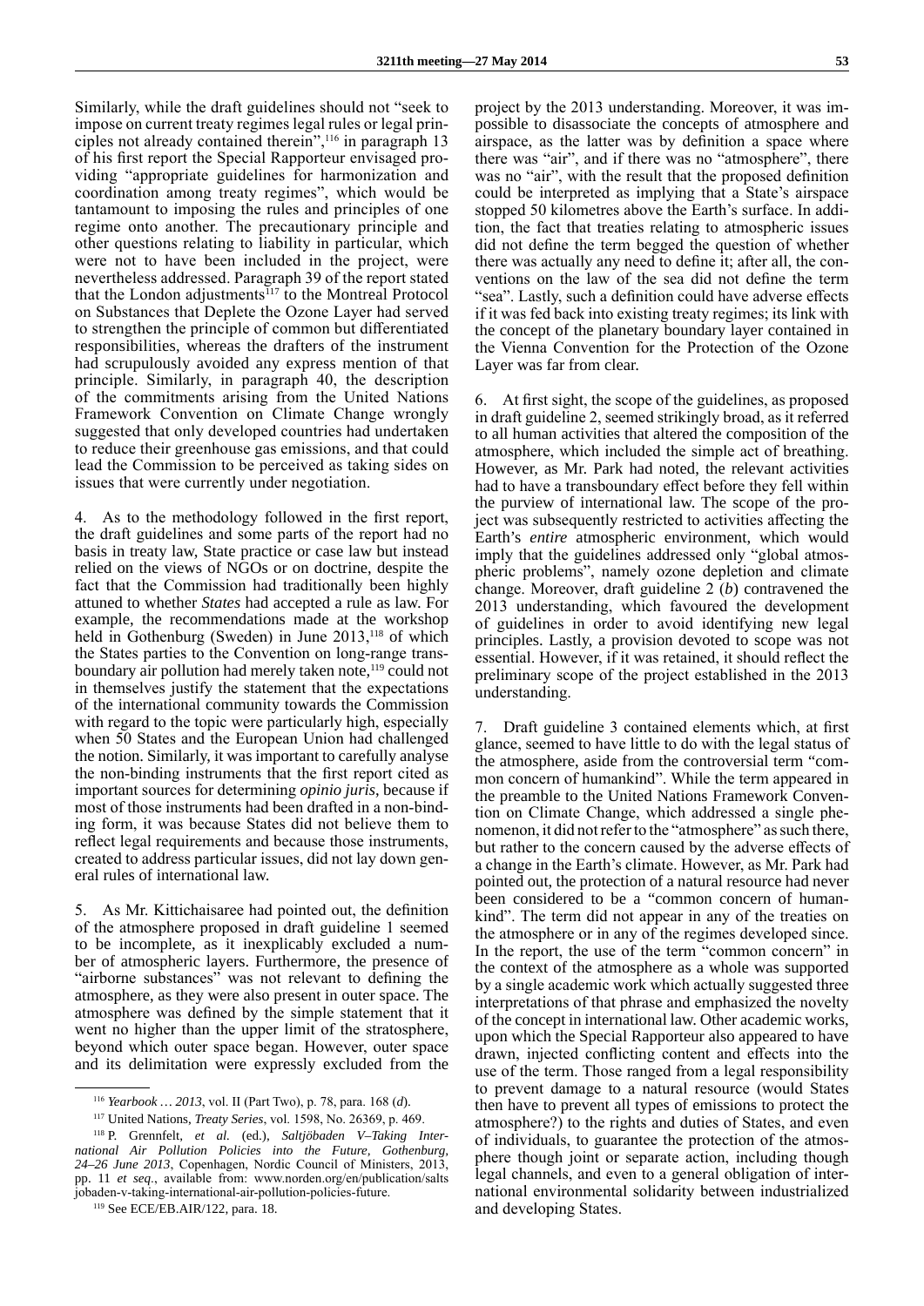Similarly, while the draft guidelines should not "seek to impose on current treaty regimes legal rules or legal principles not already contained therein",[116] in paragraph 13 of his first report the Special Rapporteur envisaged providing "appropriate guidelines for harmonization and coordination among treaty regimes", which would be tantamount to imposing the rules and principles of one regime onto another. The precautionary principle and other questions relating to liability in particular, which were not to have been included in the project, were nevertheless addressed. Paragraph 39 of the report stated that the London adjustments[117] to the Montreal Protocol on Substances that Deplete the Ozone Layer had served to strengthen the principle of common but differentiated responsibilities, whereas the drafters of the instrument had scrupulously avoided any express mention of that principle. Similarly, in paragraph 40, the description of the commitments arising from the United Nations Framework Convention on Climate Change wrongly suggested that only developed countries had undertaken to reduce their greenhouse gas emissions, and that could lead the Commission to be perceived as taking sides on issues that were currently under negotiation.

4. As to the methodology followed in the first report, the draft guidelines and some parts of the report had no basis in treaty law, State practice or case law but instead relied on the views of NGOs or on doctrine, despite the fact that the Commission had traditionally been highly attuned to whether *States* had accepted a rule as law. For example, the recommendations made at the workshop held in Gothenburg (Sweden) in June 2013,[118] of which the States parties to the Convention on long-range transboundary air pollution had merely taken note,[119] could not in themselves justify the statement that the expectations of the international community towards the Commission with regard to the topic were particularly high, especially when 50 States and the European Union had challenged the notion. Similarly, it was important to carefully analyse the non-binding instruments that the first report cited as important sources for determining *opinio juris*, because if most of those instruments had been drafted in a non-binding form, it was because States did not believe them to reflect legal requirements and because those instruments, created to address particular issues, did not lay down general rules of international law.

5. As Mr. Kittichaisaree had pointed out, the definition of the atmosphere proposed in draft guideline 1 seemed to be incomplete, as it inexplicably excluded a number of atmospheric layers. Furthermore, the presence of "airborne substances" was not relevant to defining the atmosphere, as they were also present in outer space. The atmosphere was defined by the simple statement that it went no higher than the upper limit of the stratosphere, beyond which outer space began. However, outer space and its delimitation were expressly excluded from the project by the 2013 understanding. Moreover, it was impossible to disassociate the concepts of atmosphere and airspace, as the latter was by definition a space where there was "air", and if there was no "atmosphere", there was no "air", with the result that the proposed definition could be interpreted as implying that a State's airspace stopped 50 kilometres above the Earth's surface. In addition, the fact that treaties relating to atmospheric issues did not define the term begged the question of whether there was actually any need to define it; after all, the conventions on the law of the sea did not define the term "sea". Lastly, such a definition could have adverse effects if it was fed back into existing treaty regimes; its link with the concept of the planetary boundary layer contained in the Vienna Convention for the Protection of the Ozone Layer was far from clear.

6. At first sight, the scope of the guidelines, as proposed in draft guideline 2, seemed strikingly broad, as it referred to all human activities that altered the composition of the atmosphere, which included the simple act of breathing. However, as Mr. Park had noted, the relevant activities had to have a transboundary effect before they fell within the purview of international law. The scope of the project was subsequently restricted to activities affecting the Earth's *entire* atmospheric environment, which would imply that the guidelines addressed only "global atmospheric problems", namely ozone depletion and climate change. Moreover, draft guideline 2 (*b*) contravened the 2013 understanding, which favoured the development of guidelines in order to avoid identifying new legal principles. Lastly, a provision devoted to scope was not essential. However, if it was retained, it should reflect the preliminary scope of the project established in the 2013 understanding.

7. Draft guideline 3 contained elements which, at first glance, seemed to have little to do with the legal status of the atmosphere, aside from the controversial term "common concern of humankind". While the term appeared in the preamble to the United Nations Framework Convention on Climate Change, which addressed a single phenomenon, it did not refer to the "atmosphere" as such there, but rather to the concern caused by the adverse effects of a change in the Earth's climate. However, as Mr. Park had pointed out, the protection of a natural resource had never been considered to be a "common concern of humankind". The term did not appear in any of the treaties on the atmosphere or in any of the regimes developed since. In the report, the use of the term "common concern" in the context of the atmosphere as a whole was supported by a single academic work which actually suggested three interpretations of that phrase and emphasized the novelty of the concept in international law. Other academic works, upon which the Special Rapporteur also appeared to have drawn, injected conflicting content and effects into the use of the term. Those ranged from a legal responsibility to prevent damage to a natural resource (would States then have to prevent all types of emissions to protect the atmosphere?) to the rights and duties of States, and even of individuals, to guarantee the protection of the atmosphere though joint or separate action, including though legal channels, and even to a general obligation of international environmental solidarity between industrialized and developing States.

---

[116] *Yearbook … 2013*, vol. II (Part Two), p. 78, para. 168 (*d*).

[117] United Nations, *Treaty Series*, vol. 1598, No. 26369, p. 469.

[118] P. Grennfelt, *et al.* (ed.), *Saltjöbaden V–Taking International Air Pollution Policies into the Future, Gothenburg, 24–26 June 2013*, Copenhagen, Nordic Council of Ministers, 2013, pp. 11 *et seq.*, available from: www.norden.org/en/publication/saltsjobaden-v-taking-international-air-pollution-policies-future.

[119] See ECE/EB.AIR/122, para. 18.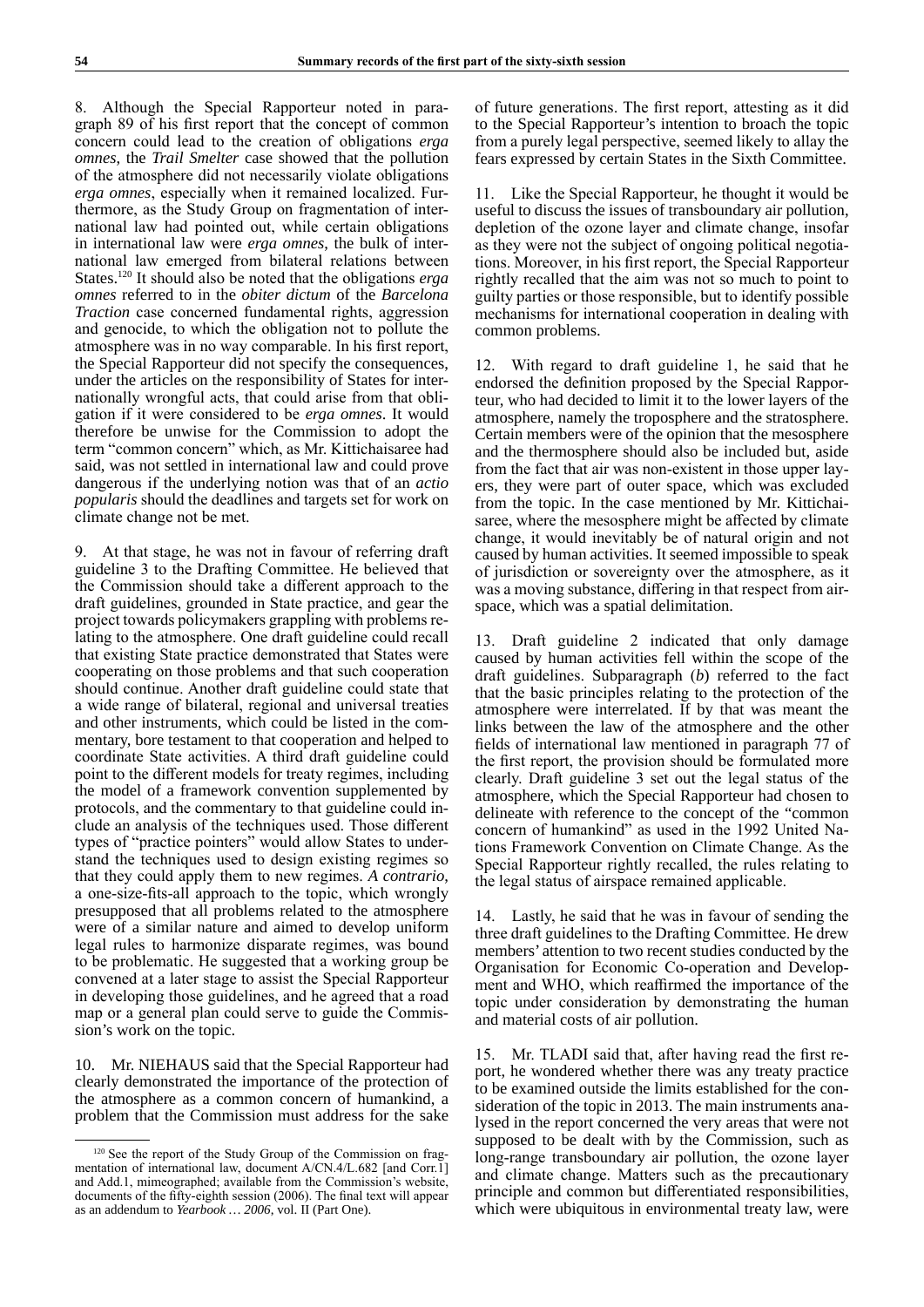8. Although the Special Rapporteur noted in paragraph 89 of his first report that the concept of common concern could lead to the creation of obligations *erga omnes*, the *Trail Smelter* case showed that the pollution of the atmosphere did not necessarily violate obligations *erga omnes*, especially when it remained localized. Furthermore, as the Study Group on fragmentation of international law had pointed out, while certain obligations in international law were *erga omnes*, the bulk of international law emerged from bilateral relations between States.[120] It should also be noted that the obligations *erga omnes* referred to in the *obiter dictum* of the *Barcelona Traction* case concerned fundamental rights, aggression and genocide, to which the obligation not to pollute the atmosphere was in no way comparable. In his first report, the Special Rapporteur did not specify the consequences, under the articles on the responsibility of States for internationally wrongful acts, that could arise from that obligation if it were considered to be *erga omnes*. It would therefore be unwise for the Commission to adopt the term "common concern" which, as Mr. Kittichaisaree had said, was not settled in international law and could prove dangerous if the underlying notion was that of an *actio popularis* should the deadlines and targets set for work on climate change not be met.

9. At that stage, he was not in favour of referring draft guideline 3 to the Drafting Committee. He believed that the Commission should take a different approach to the draft guidelines, grounded in State practice, and gear the project towards policymakers grappling with problems relating to the atmosphere. One draft guideline could recall that existing State practice demonstrated that States were cooperating on those problems and that such cooperation should continue. Another draft guideline could state that a wide range of bilateral, regional and universal treaties and other instruments, which could be listed in the commentary, bore testament to that cooperation and helped to coordinate State activities. A third draft guideline could point to the different models for treaty regimes, including the model of a framework convention supplemented by protocols, and the commentary to that guideline could include an analysis of the techniques used. Those different types of "practice pointers" would allow States to understand the techniques used to design existing regimes so that they could apply them to new regimes. *A contrario*, a one-size-fits-all approach to the topic, which wrongly presupposed that all problems related to the atmosphere were of a similar nature and aimed to develop uniform legal rules to harmonize disparate regimes, was bound to be problematic. He suggested that a working group be convened at a later stage to assist the Special Rapporteur in developing those guidelines, and he agreed that a road map or a general plan could serve to guide the Commission's work on the topic.

10. Mr. NIEHAUS said that the Special Rapporteur had clearly demonstrated the importance of the protection of the atmosphere as a common concern of humankind, a problem that the Commission must address for the sake of future generations. The first report, attesting as it did to the Special Rapporteur's intention to broach the topic from a purely legal perspective, seemed likely to allay the fears expressed by certain States in the Sixth Committee.

11. Like the Special Rapporteur, he thought it would be useful to discuss the issues of transboundary air pollution, depletion of the ozone layer and climate change, insofar as they were not the subject of ongoing political negotiations. Moreover, in his first report, the Special Rapporteur rightly recalled that the aim was not so much to point to guilty parties or those responsible, but to identify possible mechanisms for international cooperation in dealing with common problems.

12. With regard to draft guideline 1, he said that he endorsed the definition proposed by the Special Rapporteur, who had decided to limit it to the lower layers of the atmosphere, namely the troposphere and the stratosphere. Certain members were of the opinion that the mesosphere and the thermosphere should also be included but, aside from the fact that air was non-existent in those upper layers, they were part of outer space, which was excluded from the topic. In the case mentioned by Mr. Kittichaisaree, where the mesosphere might be affected by climate change, it would inevitably be of natural origin and not caused by human activities. It seemed impossible to speak of jurisdiction or sovereignty over the atmosphere, as it was a moving substance, differing in that respect from airspace, which was a spatial delimitation.

13. Draft guideline 2 indicated that only damage caused by human activities fell within the scope of the draft guidelines. Subparagraph (*b*) referred to the fact that the basic principles relating to the protection of the atmosphere were interrelated. If by that was meant the links between the law of the atmosphere and the other fields of international law mentioned in paragraph 77 of the first report, the provision should be formulated more clearly. Draft guideline 3 set out the legal status of the atmosphere, which the Special Rapporteur had chosen to delineate with reference to the concept of the "common concern of humankind" as used in the 1992 United Nations Framework Convention on Climate Change. As the Special Rapporteur rightly recalled, the rules relating to the legal status of airspace remained applicable.

14. Lastly, he said that he was in favour of sending the three draft guidelines to the Drafting Committee. He drew members' attention to two recent studies conducted by the Organisation for Economic Co-operation and Development and WHO, which reaffirmed the importance of the topic under consideration by demonstrating the human and material costs of air pollution.

15. Mr. TLADI said that, after having read the first report, he wondered whether there was any treaty practice to be examined outside the limits established for the consideration of the topic in 2013. The main instruments analysed in the report concerned the very areas that were not supposed to be dealt with by the Commission, such as long-range transboundary air pollution, the ozone layer and climate change. Matters such as the precautionary principle and common but differentiated responsibilities, which were ubiquitous in environmental treaty law, were

---

[120] See the report of the Study Group of the Commission on fragmentation of international law, document A/CN.4/L.682 [and Corr.1] and Add.1, mimeographed; available from the Commission's website, documents of the fifty-eighth session (2006). The final text will appear as an addendum to *Yearbook … 2006*, vol. II (Part One).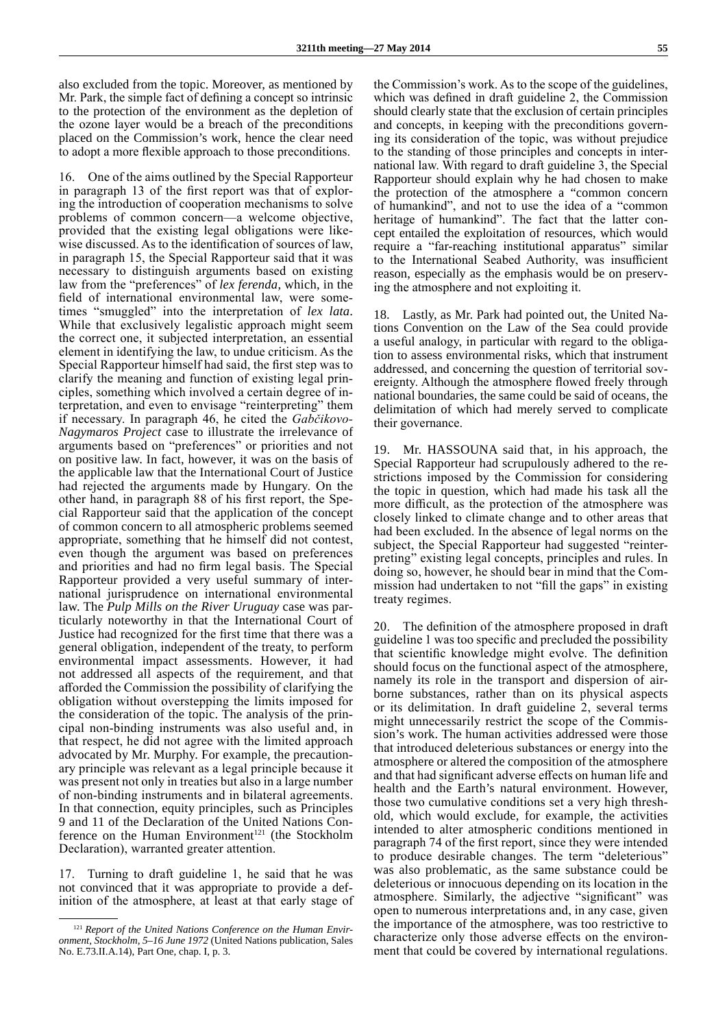also excluded from the topic. Moreover, as mentioned by Mr. Park, the simple fact of defining a concept so intrinsic to the protection of the environment as the depletion of the ozone layer would be a breach of the preconditions placed on the Commission's work, hence the clear need to adopt a more flexible approach to those preconditions.

16. One of the aims outlined by the Special Rapporteur in paragraph 13 of the first report was that of exploring the introduction of cooperation mechanisms to solve problems of common concern—a welcome objective, provided that the existing legal obligations were likewise discussed. As to the identification of sources of law, in paragraph 15, the Special Rapporteur said that it was necessary to distinguish arguments based on existing law from the "preferences" of *lex ferenda*, which, in the field of international environmental law, were sometimes "smuggled" into the interpretation of *lex lata*. While that exclusively legalistic approach might seem the correct one, it subjected interpretation, an essential element in identifying the law, to undue criticism. As the Special Rapporteur himself had said, the first step was to clarify the meaning and function of existing legal principles, something which involved a certain degree of interpretation, and even to envisage "reinterpreting" them if necessary. In paragraph 46, he cited the *Gabčikovo-Nagymaros Project* case to illustrate the irrelevance of arguments based on "preferences" or priorities and not on positive law. In fact, however, it was on the basis of the applicable law that the International Court of Justice had rejected the arguments made by Hungary. On the other hand, in paragraph 88 of his first report, the Special Rapporteur said that the application of the concept of common concern to all atmospheric problems seemed appropriate, something that he himself did not contest, even though the argument was based on preferences and priorities and had no firm legal basis. The Special Rapporteur provided a very useful summary of international jurisprudence on international environmental law. The *Pulp Mills on the River Uruguay* case was particularly noteworthy in that the International Court of Justice had recognized for the first time that there was a general obligation, independent of the treaty, to perform environmental impact assessments. However, it had not addressed all aspects of the requirement, and that afforded the Commission the possibility of clarifying the obligation without overstepping the limits imposed for the consideration of the topic. The analysis of the principal non-binding instruments was also useful and, in that respect, he did not agree with the limited approach advocated by Mr. Murphy. For example, the precautionary principle was relevant as a legal principle because it was present not only in treaties but also in a large number of non-binding instruments and in bilateral agreements. In that connection, equity principles, such as Principles 9 and 11 of the Declaration of the United Nations Conference on the Human Environment[121] (the Stockholm Declaration), warranted greater attention.

17. Turning to draft guideline 1, he said that he was not convinced that it was appropriate to provide a definition of the atmosphere, at least at that early stage of the Commission's work. As to the scope of the guidelines, which was defined in draft guideline 2, the Commission should clearly state that the exclusion of certain principles and concepts, in keeping with the preconditions governing its consideration of the topic, was without prejudice to the standing of those principles and concepts in international law. With regard to draft guideline 3, the Special Rapporteur should explain why he had chosen to make the protection of the atmosphere a "common concern of humankind", and not to use the idea of a "common heritage of humankind". The fact that the latter concept entailed the exploitation of resources, which would require a "far-reaching institutional apparatus" similar to the International Seabed Authority, was insufficient reason, especially as the emphasis would be on preserving the atmosphere and not exploiting it.

18. Lastly, as Mr. Park had pointed out, the United Nations Convention on the Law of the Sea could provide a useful analogy, in particular with regard to the obligation to assess environmental risks, which that instrument addressed, and concerning the question of territorial sovereignty. Although the atmosphere flowed freely through national boundaries, the same could be said of oceans, the delimitation of which had merely served to complicate their governance.

19. Mr. HASSOUNA said that, in his approach, the Special Rapporteur had scrupulously adhered to the restrictions imposed by the Commission for considering the topic in question, which had made his task all the more difficult, as the protection of the atmosphere was closely linked to climate change and to other areas that had been excluded. In the absence of legal norms on the subject, the Special Rapporteur had suggested "reinterpreting" existing legal concepts, principles and rules. In doing so, however, he should bear in mind that the Commission had undertaken to not "fill the gaps" in existing treaty regimes.

20. The definition of the atmosphere proposed in draft guideline 1 was too specific and precluded the possibility that scientific knowledge might evolve. The definition should focus on the functional aspect of the atmosphere, namely its role in the transport and dispersion of airborne substances, rather than on its physical aspects or its delimitation. In draft guideline 2, several terms might unnecessarily restrict the scope of the Commission's work. The human activities addressed were those that introduced deleterious substances or energy into the atmosphere or altered the composition of the atmosphere and that had significant adverse effects on human life and health and the Earth's natural environment. However, those two cumulative conditions set a very high threshold, which would exclude, for example, the activities intended to alter atmospheric conditions mentioned in paragraph 74 of the first report, since they were intended to produce desirable changes. The term "deleterious" was also problematic, as the same substance could be deleterious or innocuous depending on its location in the atmosphere. Similarly, the adjective "significant" was open to numerous interpretations and, in any case, given the importance of the atmosphere, was too restrictive to characterize only those adverse effects on the environment that could be covered by international regulations.

[121] *Report of the United Nations Conference on the Human Environment, Stockholm, 5–16 June 1972* (United Nations publication, Sales No. E.73.II.A.14), Part One, chap. I, p. 3.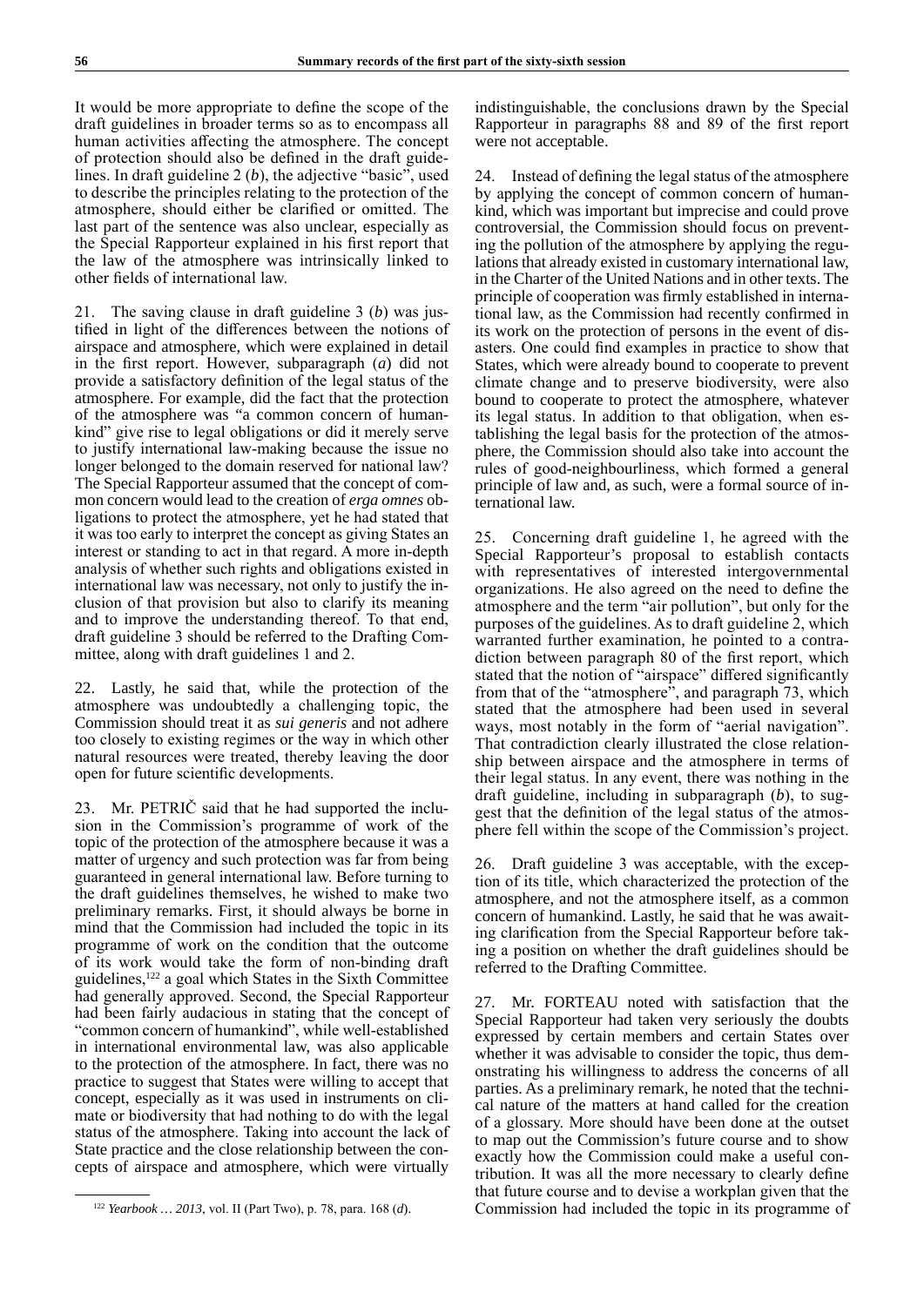It would be more appropriate to define the scope of the draft guidelines in broader terms so as to encompass all human activities affecting the atmosphere. The concept of protection should also be defined in the draft guidelines. In draft guideline 2 (*b*), the adjective "basic", used to describe the principles relating to the protection of the atmosphere, should either be clarified or omitted. The last part of the sentence was also unclear, especially as the Special Rapporteur explained in his first report that the law of the atmosphere was intrinsically linked to other fields of international law.

21. The saving clause in draft guideline 3 (*b*) was justified in light of the differences between the notions of airspace and atmosphere, which were explained in detail in the first report. However, subparagraph (*a*) did not provide a satisfactory definition of the legal status of the atmosphere. For example, did the fact that the protection of the atmosphere was "a common concern of humankind" give rise to legal obligations or did it merely serve to justify international law-making because the issue no longer belonged to the domain reserved for national law? The Special Rapporteur assumed that the concept of common concern would lead to the creation of *erga omnes* obligations to protect the atmosphere, yet he had stated that it was too early to interpret the concept as giving States an interest or standing to act in that regard. A more in-depth analysis of whether such rights and obligations existed in international law was necessary, not only to justify the inclusion of that provision but also to clarify its meaning and to improve the understanding thereof. To that end, draft guideline 3 should be referred to the Drafting Committee, along with draft guidelines 1 and 2.

22. Lastly, he said that, while the protection of the atmosphere was undoubtedly a challenging topic, the Commission should treat it as *sui generis* and not adhere too closely to existing regimes or the way in which other natural resources were treated, thereby leaving the door open for future scientific developments.

23. Mr. PETRIČ said that he had supported the inclusion in the Commission's programme of work of the topic of the protection of the atmosphere because it was a matter of urgency and such protection was far from being guaranteed in general international law. Before turning to the draft guidelines themselves, he wished to make two preliminary remarks. First, it should always be borne in mind that the Commission had included the topic in its programme of work on the condition that the outcome of its work would take the form of non-binding draft guidelines,[122] a goal which States in the Sixth Committee had generally approved. Second, the Special Rapporteur had been fairly audacious in stating that the concept of "common concern of humankind", while well-established in international environmental law, was also applicable to the protection of the atmosphere. In fact, there was no practice to suggest that States were willing to accept that concept, especially as it was used in instruments on climate or biodiversity that had nothing to do with the legal status of the atmosphere. Taking into account the lack of State practice and the close relationship between the concepts of airspace and atmosphere, which were virtually indistinguishable, the conclusions drawn by the Special Rapporteur in paragraphs 88 and 89 of the first report were not acceptable.

24. Instead of defining the legal status of the atmosphere by applying the concept of common concern of humankind, which was important but imprecise and could prove controversial, the Commission should focus on preventing the pollution of the atmosphere by applying the regulations that already existed in customary international law, in the Charter of the United Nations and in other texts. The principle of cooperation was firmly established in international law, as the Commission had recently confirmed in its work on the protection of persons in the event of disasters. One could find examples in practice to show that States, which were already bound to cooperate to prevent climate change and to preserve biodiversity, were also bound to cooperate to protect the atmosphere, whatever its legal status. In addition to that obligation, when establishing the legal basis for the protection of the atmosphere, the Commission should also take into account the rules of good-neighbourliness, which formed a general principle of law and, as such, were a formal source of international law.

25. Concerning draft guideline 1, he agreed with the Special Rapporteur's proposal to establish contacts with representatives of interested intergovernmental organizations. He also agreed on the need to define the atmosphere and the term "air pollution", but only for the purposes of the guidelines. As to draft guideline 2, which warranted further examination, he pointed to a contradiction between paragraph 80 of the first report, which stated that the notion of "airspace" differed significantly from that of the "atmosphere", and paragraph 73, which stated that the atmosphere had been used in several ways, most notably in the form of "aerial navigation". That contradiction clearly illustrated the close relationship between airspace and the atmosphere in terms of their legal status. In any event, there was nothing in the draft guideline, including in subparagraph (*b*), to suggest that the definition of the legal status of the atmosphere fell within the scope of the Commission's project.

26. Draft guideline 3 was acceptable, with the exception of its title, which characterized the protection of the atmosphere, and not the atmosphere itself, as a common concern of humankind. Lastly, he said that he was awaiting clarification from the Special Rapporteur before taking a position on whether the draft guidelines should be referred to the Drafting Committee.

27. Mr. FORTEAU noted with satisfaction that the Special Rapporteur had taken very seriously the doubts expressed by certain members and certain States over whether it was advisable to consider the topic, thus demonstrating his willingness to address the concerns of all parties. As a preliminary remark, he noted that the technical nature of the matters at hand called for the creation of a glossary. More should have been done at the outset to map out the Commission's future course and to show exactly how the Commission could make a useful contribution. It was all the more necessary to clearly define that future course and to devise a workplan given that the Commission had included the topic in its programme of

---

[122] *Yearbook … 2013*, vol. II (Part Two), p. 78, para. 168 (*d*).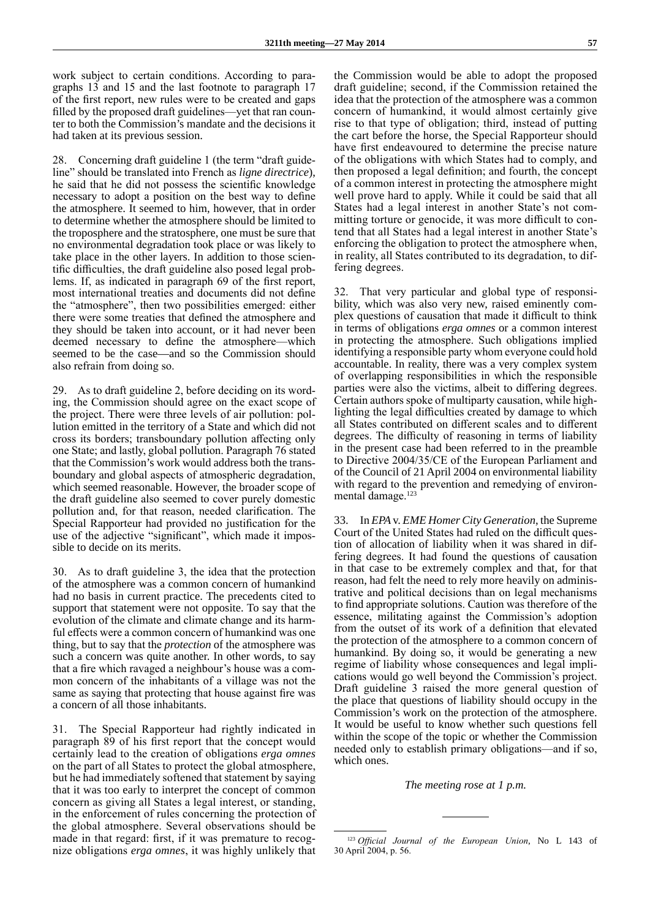work subject to certain conditions. According to paragraphs 13 and 15 and the last footnote to paragraph 17 of the first report, new rules were to be created and gaps filled by the proposed draft guidelines—yet that ran counter to both the Commission's mandate and the decisions it had taken at its previous session.

28. Concerning draft guideline 1 (the term "draft guideline" should be translated into French as *ligne directrice*), he said that he did not possess the scientific knowledge necessary to adopt a position on the best way to define the atmosphere. It seemed to him, however, that in order to determine whether the atmosphere should be limited to the troposphere and the stratosphere, one must be sure that no environmental degradation took place or was likely to take place in the other layers. In addition to those scientific difficulties, the draft guideline also posed legal problems. If, as indicated in paragraph 69 of the first report, most international treaties and documents did not define the "atmosphere", then two possibilities emerged: either there were some treaties that defined the atmosphere and they should be taken into account, or it had never been deemed necessary to define the atmosphere—which seemed to be the case—and so the Commission should also refrain from doing so.

29. As to draft guideline 2, before deciding on its wording, the Commission should agree on the exact scope of the project. There were three levels of air pollution: pollution emitted in the territory of a State and which did not cross its borders; transboundary pollution affecting only one State; and lastly, global pollution. Paragraph 76 stated that the Commission's work would address both the transboundary and global aspects of atmospheric degradation, which seemed reasonable. However, the broader scope of the draft guideline also seemed to cover purely domestic pollution and, for that reason, needed clarification. The Special Rapporteur had provided no justification for the use of the adjective "significant", which made it impossible to decide on its merits.

30. As to draft guideline 3, the idea that the protection of the atmosphere was a common concern of humankind had no basis in current practice. The precedents cited to support that statement were not opposite. To say that the evolution of the climate and climate change and its harmful effects were a common concern of humankind was one thing, but to say that the *protection* of the atmosphere was such a concern was quite another. In other words, to say that a fire which ravaged a neighbour's house was a common concern of the inhabitants of a village was not the same as saying that protecting that house against fire was a concern of all those inhabitants.

31. The Special Rapporteur had rightly indicated in paragraph 89 of his first report that the concept would certainly lead to the creation of obligations *erga omnes* on the part of all States to protect the global atmosphere, but he had immediately softened that statement by saying that it was too early to interpret the concept of common concern as giving all States a legal interest, or standing, in the enforcement of rules concerning the protection of the global atmosphere. Several observations should be made in that regard: first, if it was premature to recognize obligations *erga omnes*, it was highly unlikely that the Commission would be able to adopt the proposed draft guideline; second, if the Commission retained the idea that the protection of the atmosphere was a common concern of humankind, it would almost certainly give rise to that type of obligation; third, instead of putting the cart before the horse, the Special Rapporteur should have first endeavoured to determine the precise nature of the obligations with which States had to comply, and then proposed a legal definition; and fourth, the concept of a common interest in protecting the atmosphere might well prove hard to apply. While it could be said that all States had a legal interest in another State's not committing torture or genocide, it was more difficult to contend that all States had a legal interest in another State's enforcing the obligation to protect the atmosphere when, in reality, all States contributed to its degradation, to differing degrees.

32. That very particular and global type of responsibility, which was also very new, raised eminently complex questions of causation that made it difficult to think in terms of obligations *erga omnes* or a common interest in protecting the atmosphere. Such obligations implied identifying a responsible party whom everyone could hold accountable. In reality, there was a very complex system of overlapping responsibilities in which the responsible parties were also the victims, albeit to differing degrees. Certain authors spoke of multiparty causation, while highlighting the legal difficulties created by damage to which all States contributed on different scales and to different degrees. The difficulty of reasoning in terms of liability in the present case had been referred to in the preamble to Directive 2004/35/CE of the European Parliament and of the Council of 21 April 2004 on environmental liability with regard to the prevention and remedying of environmental damage.[123]

33. In *EPA* v. *EME Homer City Generation*, the Supreme Court of the United States had ruled on the difficult question of allocation of liability when it was shared in differing degrees. It had found the questions of causation in that case to be extremely complex and that, for that reason, had felt the need to rely more heavily on administrative and political decisions than on legal mechanisms to find appropriate solutions. Caution was therefore of the essence, militating against the Commission's adoption from the outset of its work of a definition that elevated the protection of the atmosphere to a common concern of humankind. By doing so, it would be generating a new regime of liability whose consequences and legal implications would go well beyond the Commission's project. Draft guideline 3 raised the more general question of the place that questions of liability should occupy in the Commission's work on the protection of the atmosphere. It would be useful to know whether such questions fell within the scope of the topic or whether the Commission needed only to establish primary obligations—and if so, which ones.

*The meeting rose at 1 p.m.*

---

[123] *Official Journal of the European Union*, No L 143 of 30 April 2004, p. 56.